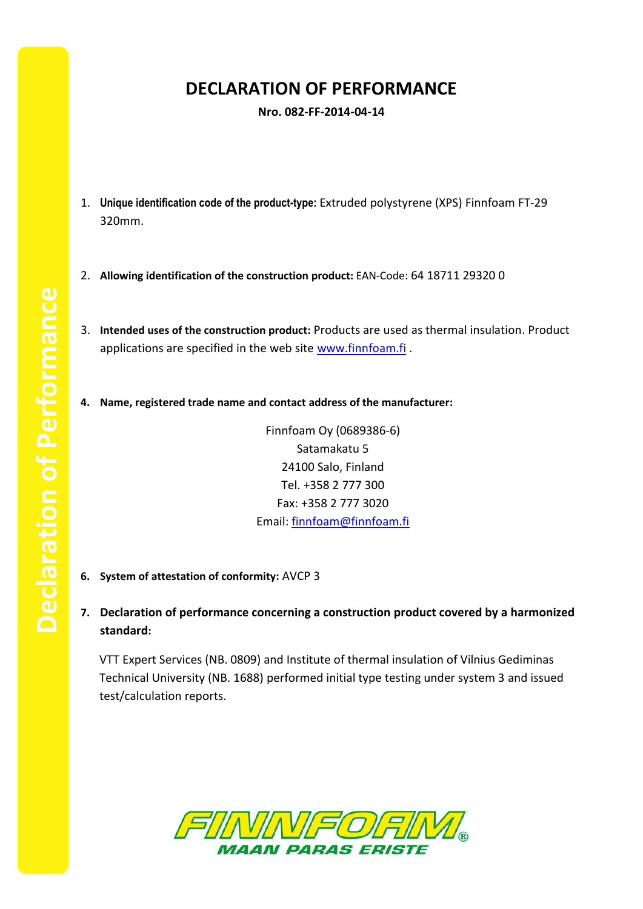# DECLARATION OF PERFORMANCE

**Nro. 082-FF-2014-04-14**

1. **Unique identification code of the product-type:** Extruded polystyrene (XPS) Finnfoam FT-29 320mm.

2. **Allowing identification of the construction product:** EAN-Code: 64 18711 29320 0

3. **Intended uses of the construction product:** Products are used as thermal insulation. Product applications are specified in the web site www.finnfoam.fi .

4. **Name, registered trade name and contact address of the manufacturer:**

   Finnfoam Oy (0689386-6)
   Satamakatu 5
   24100 Salo, Finland
   Tel. +358 2 777 300
   Fax: +358 2 777 3020
   Email: finnfoam@finnfoam.fi

6. **System of attestation of conformity:** AVCP 3

7. **Declaration of performance concerning a construction product covered by a harmonized standard:**

   VTT Expert Services (NB. 0809) and Institute of thermal insulation of Vilnius Gediminas Technical University (NB. 1688) performed initial type testing under system 3 and issued test/calculation reports.

FINNFOAM®
MAAN PARAS ERISTE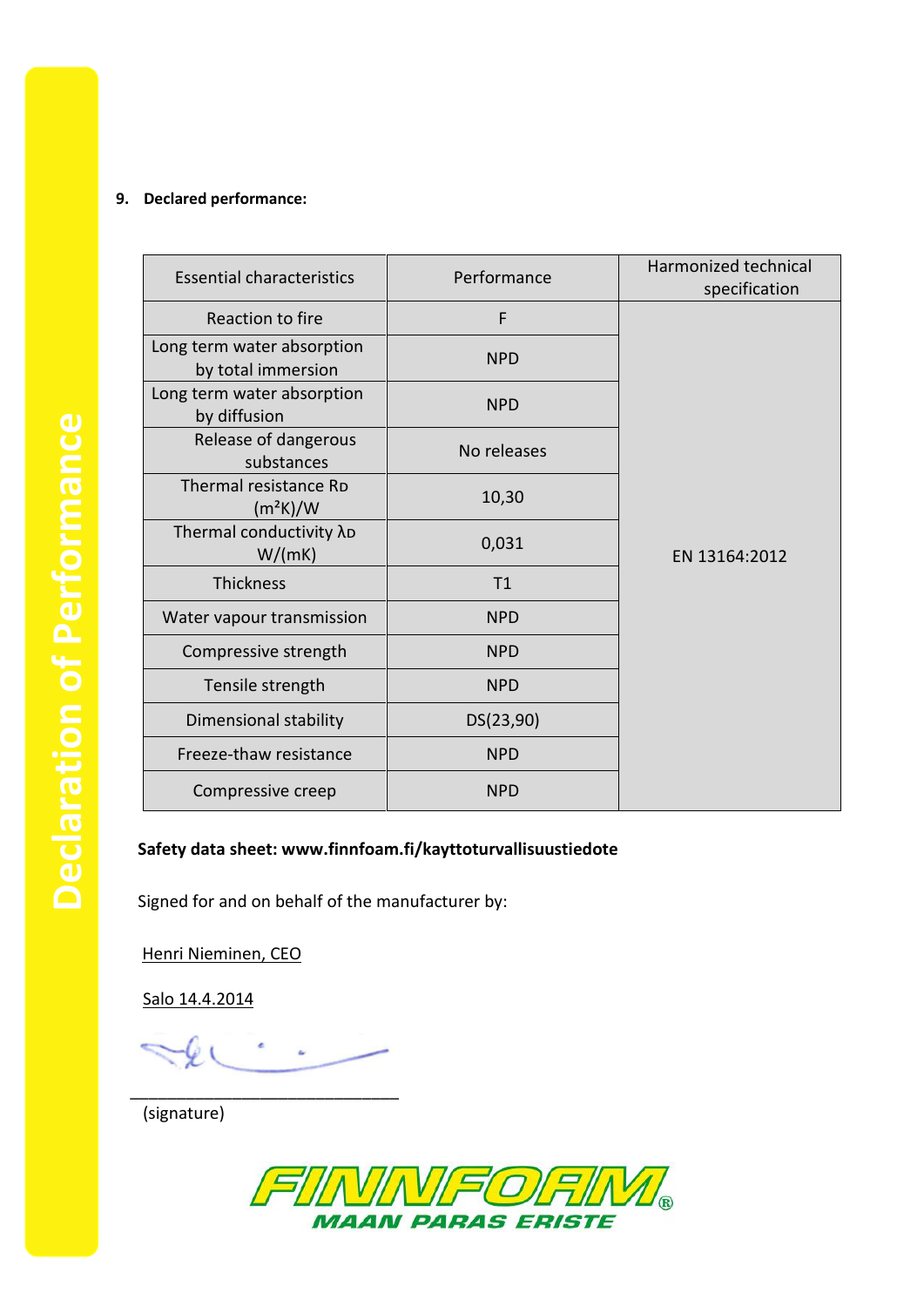**9. Declared performance:**

| Essential characteristics | Performance | Harmonized technical specification |
|---|---|---|
| Reaction to fire | F | EN 13164:2012 |
| Long term water absorption by total immersion | NPD | |
| Long term water absorption by diffusion | NPD | |
| Release of dangerous substances | No releases | |
| Thermal resistance $R_D$ ($m^2K$)/W | 10,30 | |
| Thermal conductivity $\lambda_D$ W/(mK) | 0,031 | |
| Thickness | T1 | |
| Water vapour transmission | NPD | |
| Compressive strength | NPD | |
| Tensile strength | NPD | |
| Dimensional stability | DS(23,90) | |
| Freeze-thaw resistance | NPD | |
| Compressive creep | NPD | |

**Safety data sheet: www.finnfoam.fi/kayttoturvallisuustiedote**

Signed for and on behalf of the manufacturer by:

Henri Nieminen, CEO

Salo 14.4.2014

\_\_\_\_\_\_\_\_\_\_\_\_\_\_\_\_\_\_\_\_\_\_\_\_\_\_\_\_\_\_

(signature)

FINNFOAM®
MAAN PARAS ERISTE